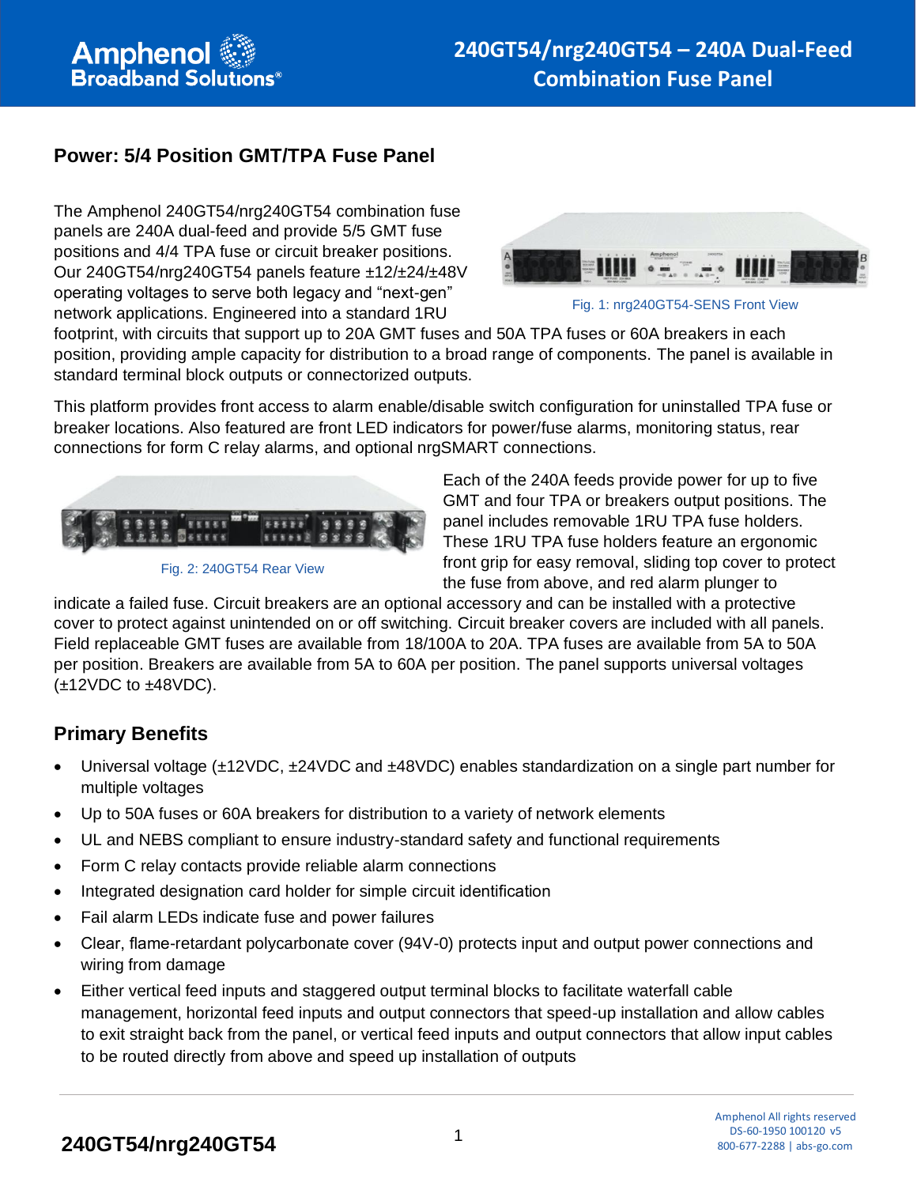# 240GT54/nrg240GT54 – 240A Dual-Feed Combination Fuse Panel

## Power: 5/4 Position GMT/TPA Fuse Panel

The Amphenol 240GT54/nrg240GT54 combination fuse panels are 240A dual-feed and provide 5/5 GMT fuse positions and 4/4 TPA fuse or circuit breaker positions. Our 240GT54/nrg240GT54 panels feature ±12/±24/±48V operating voltages to serve both legacy and "next-gen" network applications. Engineered into a standard 1RU footprint, with circuits that support up to 20A GMT fuses and 50A TPA fuses or 60A breakers in each position, providing ample capacity for distribution to a broad range of components. The panel is available in standard terminal block outputs or connectorized outputs.

Fig. 1: nrg240GT54-SENS Front View

This platform provides front access to alarm enable/disable switch configuration for uninstalled TPA fuse or breaker locations. Also featured are front LED indicators for power/fuse alarms, monitoring status, rear connections for form C relay alarms, and optional nrgSMART connections.

Fig. 2: 240GT54 Rear View

Each of the 240A feeds provide power for up to five GMT and four TPA or breakers output positions. The panel includes removable 1RU TPA fuse holders. These 1RU TPA fuse holders feature an ergonomic front grip for easy removal, sliding top cover to protect the fuse from above, and red alarm plunger to indicate a failed fuse. Circuit breakers are an optional accessory and can be installed with a protective cover to protect against unintended on or off switching. Circuit breaker covers are included with all panels. Field replaceable GMT fuses are available from 18/100A to 20A. TPA fuses are available from 5A to 50A per position. Breakers are available from 5A to 60A per position. The panel supports universal voltages (±12VDC to ±48VDC).

## Primary Benefits

- Universal voltage (±12VDC, ±24VDC and ±48VDC) enables standardization on a single part number for multiple voltages
- Up to 50A fuses or 60A breakers for distribution to a variety of network elements
- UL and NEBS compliant to ensure industry-standard safety and functional requirements
- Form C relay contacts provide reliable alarm connections
- Integrated designation card holder for simple circuit identification
- Fail alarm LEDs indicate fuse and power failures
- Clear, flame-retardant polycarbonate cover (94V-0) protects input and output power connections and wiring from damage
- Either vertical feed inputs and staggered output terminal blocks to facilitate waterfall cable management, horizontal feed inputs and output connectors that speed-up installation and allow cables to exit straight back from the panel, or vertical feed inputs and output connectors that allow input cables to be routed directly from above and speed up installation of outputs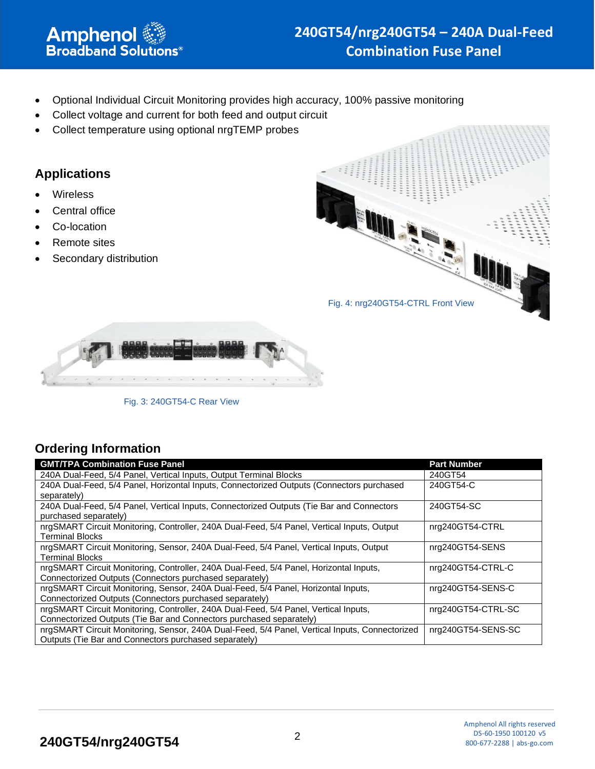- Optional Individual Circuit Monitoring provides high accuracy, 100% passive monitoring
- Collect voltage and current for both feed and output circuit
- Collect temperature using optional nrgTEMP probes

## Applications

- Wireless
- Central office
- Co-location
- Remote sites
- Secondary distribution

Fig. 4: nrg240GT54-CTRL Front View

Fig. 3: 240GT54-C Rear View

## Ordering Information

| GMT/TPA Combination Fuse Panel | Part Number |
|---|---|
| 240A Dual-Feed, 5/4 Panel, Vertical Inputs, Output Terminal Blocks | 240GT54 |
| 240A Dual-Feed, 5/4 Panel, Horizontal Inputs, Connectorized Outputs (Connectors purchased separately) | 240GT54-C |
| 240A Dual-Feed, 5/4 Panel, Vertical Inputs, Connectorized Outputs (Tie Bar and Connectors purchased separately) | 240GT54-SC |
| nrgSMART Circuit Monitoring, Controller, 240A Dual-Feed, 5/4 Panel, Vertical Inputs, Output Terminal Blocks | nrg240GT54-CTRL |
| nrgSMART Circuit Monitoring, Sensor, 240A Dual-Feed, 5/4 Panel, Vertical Inputs, Output Terminal Blocks | nrg240GT54-SENS |
| nrgSMART Circuit Monitoring, Controller, 240A Dual-Feed, 5/4 Panel, Horizontal Inputs, Connectorized Outputs (Connectors purchased separately) | nrg240GT54-CTRL-C |
| nrgSMART Circuit Monitoring, Sensor, 240A Dual-Feed, 5/4 Panel, Horizontal Inputs, Connectorized Outputs (Connectors purchased separately) | nrg240GT54-SENS-C |
| nrgSMART Circuit Monitoring, Controller, 240A Dual-Feed, 5/4 Panel, Vertical Inputs, Connectorized Outputs (Tie Bar and Connectors purchased separately) | nrg240GT54-CTRL-SC |
| nrgSMART Circuit Monitoring, Sensor, 240A Dual-Feed, 5/4 Panel, Vertical Inputs, Connectorized Outputs (Tie Bar and Connectors purchased separately) | nrg240GT54-SENS-SC |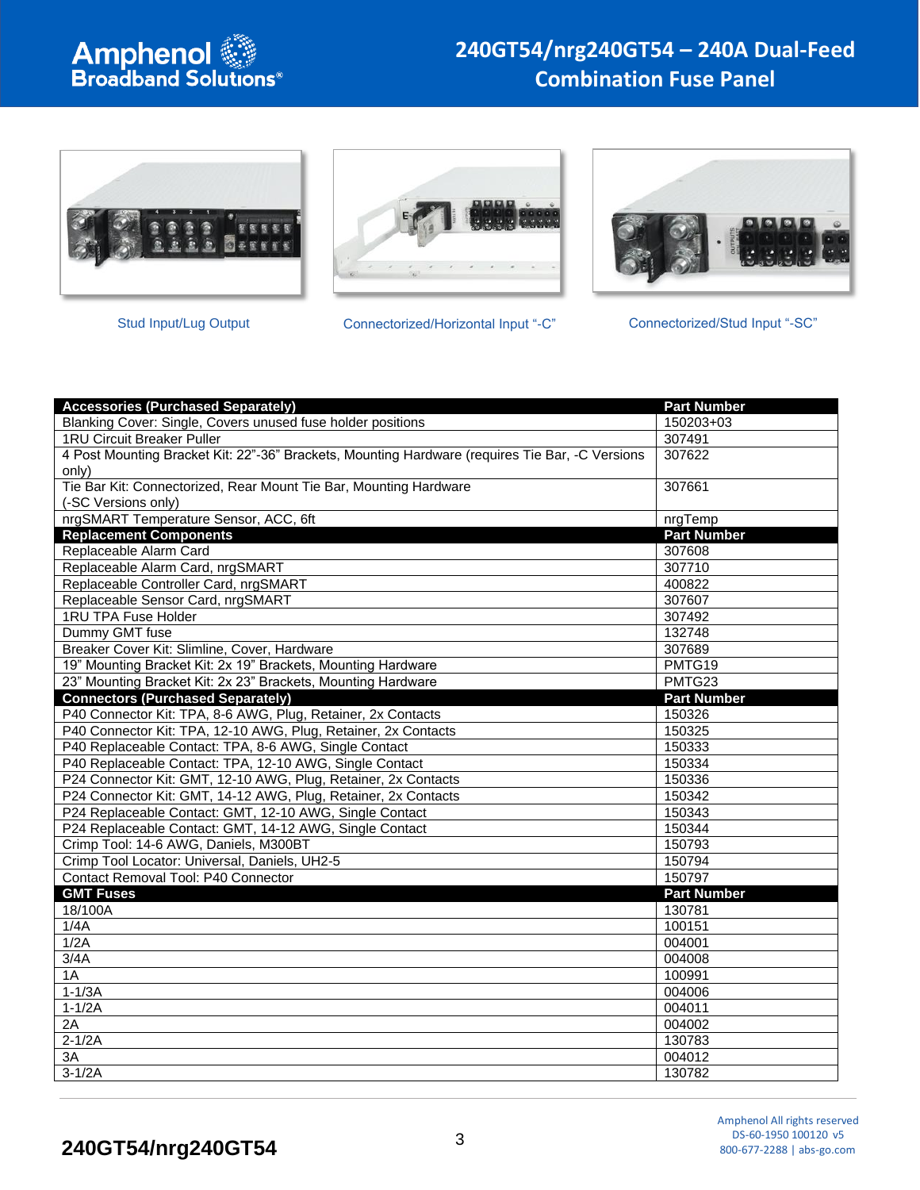Stud Input/Lug Output

Connectorized/Horizontal Input "-C"

Connectorized/Stud Input "-SC"

| Accessories (Purchased Separately) | Part Number |
|---|---|
| Blanking Cover: Single, Covers unused fuse holder positions | 150203+03 |
| 1RU Circuit Breaker Puller | 307491 |
| 4 Post Mounting Bracket Kit: 22"-36" Brackets, Mounting Hardware (requires Tie Bar, -C Versions only) | 307622 |
| Tie Bar Kit: Connectorized, Rear Mount Tie Bar, Mounting Hardware (-SC Versions only) | 307661 |
| nrgSMART Temperature Sensor, ACC, 6ft | nrgTemp |
| **Replacement Components** | **Part Number** |
| Replaceable Alarm Card | 307608 |
| Replaceable Alarm Card, nrgSMART | 307710 |
| Replaceable Controller Card, nrgSMART | 400822 |
| Replaceable Sensor Card, nrgSMART | 307607 |
| 1RU TPA Fuse Holder | 307492 |
| Dummy GMT fuse | 132748 |
| Breaker Cover Kit: Slimline, Cover, Hardware | 307689 |
| 19" Mounting Bracket Kit: 2x 19" Brackets, Mounting Hardware | PMTG19 |
| 23" Mounting Bracket Kit: 2x 23" Brackets, Mounting Hardware | PMTG23 |
| **Connectors (Purchased Separately)** | **Part Number** |
| P40 Connector Kit: TPA, 8-6 AWG, Plug, Retainer, 2x Contacts | 150326 |
| P40 Connector Kit: TPA, 12-10 AWG, Plug, Retainer, 2x Contacts | 150325 |
| P40 Replaceable Contact: TPA, 8-6 AWG, Single Contact | 150333 |
| P40 Replaceable Contact: TPA, 12-10 AWG, Single Contact | 150334 |
| P24 Connector Kit: GMT, 12-10 AWG, Plug, Retainer, 2x Contacts | 150336 |
| P24 Connector Kit: GMT, 14-12 AWG, Plug, Retainer, 2x Contacts | 150342 |
| P24 Replaceable Contact: GMT, 12-10 AWG, Single Contact | 150343 |
| P24 Replaceable Contact: GMT, 14-12 AWG, Single Contact | 150344 |
| Crimp Tool: 14-6 AWG, Daniels, M300BT | 150793 |
| Crimp Tool Locator: Universal, Daniels, UH2-5 | 150794 |
| Contact Removal Tool: P40 Connector | 150797 |
| **GMT Fuses** | **Part Number** |
| 18/100A | 130781 |
| 1/4A | 100151 |
| 1/2A | 004001 |
| 3/4A | 004008 |
| 1A | 100991 |
| 1-1/3A | 004006 |
| 1-1/2A | 004011 |
| 2A | 004002 |
| 2-1/2A | 130783 |
| 3A | 004012 |
| 3-1/2A | 130782 |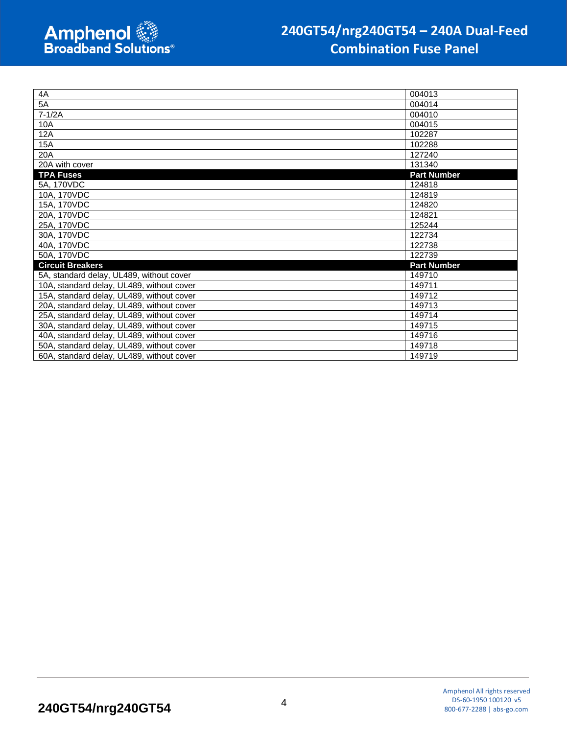| | |
|---|---|
| 4A | 004013 |
| 5A | 004014 |
| 7-1/2A | 004010 |
| 10A | 004015 |
| 12A | 102287 |
| 15A | 102288 |
| 20A | 127240 |
| 20A with cover | 131340 |
| **TPA Fuses** | **Part Number** |
| 5A, 170VDC | 124818 |
| 10A, 170VDC | 124819 |
| 15A, 170VDC | 124820 |
| 20A, 170VDC | 124821 |
| 25A, 170VDC | 125244 |
| 30A, 170VDC | 122734 |
| 40A, 170VDC | 122738 |
| 50A, 170VDC | 122739 |
| **Circuit Breakers** | **Part Number** |
| 5A, standard delay, UL489, without cover | 149710 |
| 10A, standard delay, UL489, without cover | 149711 |
| 15A, standard delay, UL489, without cover | 149712 |
| 20A, standard delay, UL489, without cover | 149713 |
| 25A, standard delay, UL489, without cover | 149714 |
| 30A, standard delay, UL489, without cover | 149715 |
| 40A, standard delay, UL489, without cover | 149716 |
| 50A, standard delay, UL489, without cover | 149718 |
| 60A, standard delay, UL489, without cover | 149719 |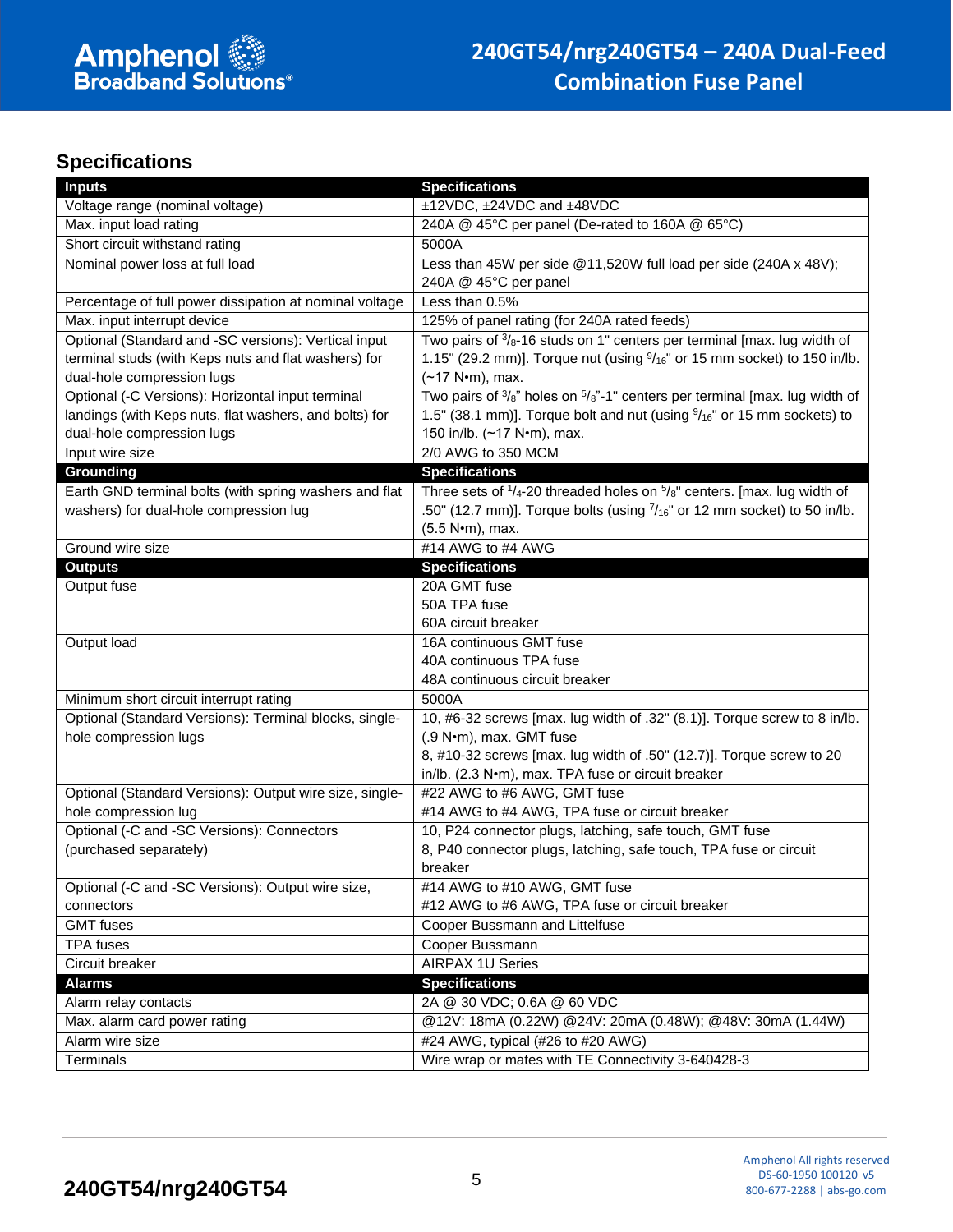## Specifications

| Inputs | Specifications |
|---|---|
| Voltage range (nominal voltage) | ±12VDC, ±24VDC and ±48VDC |
| Max. input load rating | 240A @ 45°C per panel (De-rated to 160A @ 65°C) |
| Short circuit withstand rating | 5000A |
| Nominal power loss at full load | Less than 45W per side @11,520W full load per side (240A x 48V); 240A @ 45°C per panel |
| Percentage of full power dissipation at nominal voltage | Less than 0.5% |
| Max. input interrupt device | 125% of panel rating (for 240A rated feeds) |
| Optional (Standard and -SC versions): Vertical input terminal studs (with Keps nuts and flat washers) for dual-hole compression lugs | Two pairs of 3/8-16 studs on 1" centers per terminal [max. lug width of 1.15" (29.2 mm)]. Torque nut (using 9/16" or 15 mm socket) to 150 in/lb. (~17 N•m), max. |
| Optional (-C Versions): Horizontal input terminal landings (with Keps nuts, flat washers, and bolts) for dual-hole compression lugs | Two pairs of 3/8" holes on 5/8"-1" centers per terminal [max. lug width of 1.5" (38.1 mm)]. Torque bolt and nut (using 9/16" or 15 mm sockets) to 150 in/lb. (~17 N•m), max. |
| Input wire size | 2/0 AWG to 350 MCM |
| **Grounding** | **Specifications** |
| Earth GND terminal bolts (with spring washers and flat washers) for dual-hole compression lug | Three sets of 1/4-20 threaded holes on 5/8" centers. [max. lug width of .50" (12.7 mm)]. Torque bolts (using 7/16" or 12 mm socket) to 50 in/lb. (5.5 N•m), max. |
| Ground wire size | #14 AWG to #4 AWG |
| **Outputs** | **Specifications** |
| Output fuse | 20A GMT fuse<br>50A TPA fuse<br>60A circuit breaker |
| Output load | 16A continuous GMT fuse<br>40A continuous TPA fuse<br>48A continuous circuit breaker |
| Minimum short circuit interrupt rating | 5000A |
| Optional (Standard Versions): Terminal blocks, single-hole compression lugs | 10, #6-32 screws [max. lug width of .32" (8.1)]. Torque screw to 8 in/lb. (.9 N•m), max. GMT fuse<br>8, #10-32 screws [max. lug width of .50" (12.7)]. Torque screw to 20 in/lb. (2.3 N•m), max. TPA fuse or circuit breaker |
| Optional (Standard Versions): Output wire size, single-hole compression lug | #22 AWG to #6 AWG, GMT fuse<br>#14 AWG to #4 AWG, TPA fuse or circuit breaker |
| Optional (-C and -SC Versions): Connectors (purchased separately) | 10, P24 connector plugs, latching, safe touch, GMT fuse<br>8, P40 connector plugs, latching, safe touch, TPA fuse or circuit breaker |
| Optional (-C and -SC Versions): Output wire size, connectors | #14 AWG to #10 AWG, GMT fuse<br>#12 AWG to #6 AWG, TPA fuse or circuit breaker |
| GMT fuses | Cooper Bussmann and Littelfuse |
| TPA fuses | Cooper Bussmann |
| Circuit breaker | AIRPAX 1U Series |
| **Alarms** | **Specifications** |
| Alarm relay contacts | 2A @ 30 VDC; 0.6A @ 60 VDC |
| Max. alarm card power rating | @12V: 18mA (0.22W) @24V: 20mA (0.48W); @48V: 30mA (1.44W) |
| Alarm wire size | #24 AWG, typical (#26 to #20 AWG) |
| Terminals | Wire wrap or mates with TE Connectivity 3-640428-3 |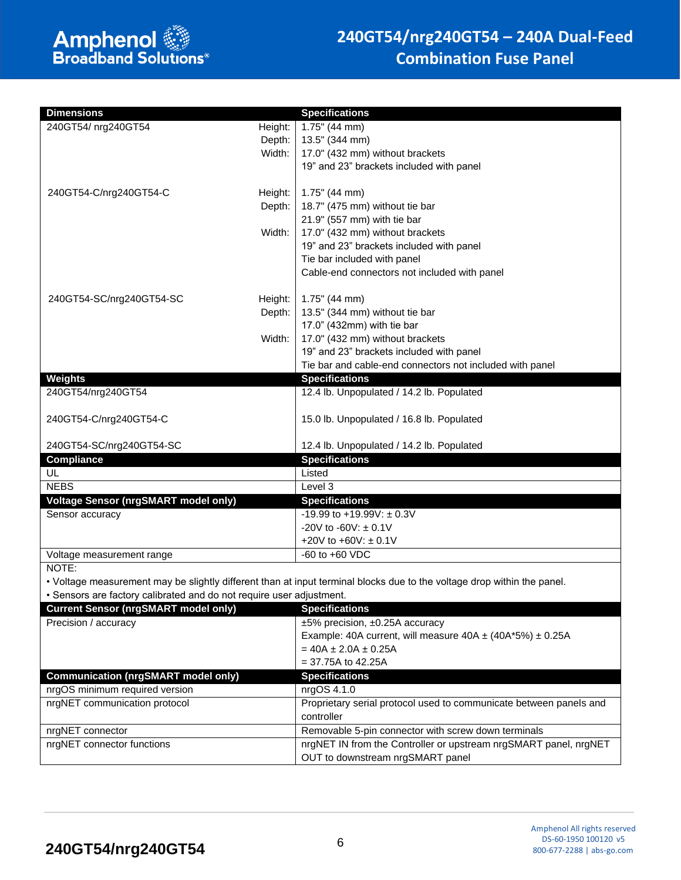| Dimensions | | Specifications |
|---|---|---|
| 240GT54/ nrg240GT54 | Height: | 1.75" (44 mm) |
| | Depth: | 13.5" (344 mm) |
| | Width: | 17.0" (432 mm) without brackets<br>19" and 23" brackets included with panel |
| 240GT54-C/nrg240GT54-C | Height: | 1.75" (44 mm) |
| | Depth: | 18.7" (475 mm) without tie bar<br>21.9" (557 mm) with tie bar |
| | Width: | 17.0" (432 mm) without brackets<br>19" and 23" brackets included with panel<br>Tie bar included with panel<br>Cable-end connectors not included with panel |
| 240GT54-SC/nrg240GT54-SC | Height: | 1.75" (44 mm) |
| | Depth: | 13.5" (344 mm) without tie bar<br>17.0" (432mm) with tie bar |
| | Width: | 17.0" (432 mm) without brackets<br>19" and 23" brackets included with panel<br>Tie bar and cable-end connectors not included with panel |

| Weights | Specifications |
|---|---|
| 240GT54/nrg240GT54 | 12.4 lb. Unpopulated / 14.2 lb. Populated |
| 240GT54-C/nrg240GT54-C | 15.0 lb. Unpopulated / 16.8 lb. Populated |
| 240GT54-SC/nrg240GT54-SC | 12.4 lb. Unpopulated / 14.2 lb. Populated |

| Compliance | Specifications |
|---|---|
| UL | Listed |
| NEBS | Level 3 |

| Voltage Sensor (nrgSMART model only) | Specifications |
|---|---|
| Sensor accuracy | -19.99 to +19.99V: ± 0.3V<br>-20V to -60V: ± 0.1V<br>+20V to +60V: ± 0.1V |
| Voltage measurement range | -60 to +60 VDC |

NOTE:
- Voltage measurement may be slightly different than at input terminal blocks due to the voltage drop within the panel.
- Sensors are factory calibrated and do not require user adjustment.

| Current Sensor (nrgSMART model only) | Specifications |
|---|---|
| Precision / accuracy | ±5% precision, ±0.25A accuracy<br>Example: 40A current, will measure 40A ± (40A*5%) ± 0.25A<br>= 40A ± 2.0A ± 0.25A<br>= 37.75A to 42.25A |

| Communication (nrgSMART model only) | Specifications |
|---|---|
| nrgOS minimum required version | nrgOS 4.1.0 |
| nrgNET communication protocol | Proprietary serial protocol used to communicate between panels and controller |
| nrgNET connector | Removable 5-pin connector with screw down terminals |
| nrgNET connector functions | nrgNET IN from the Controller or upstream nrgSMART panel, nrgNET OUT to downstream nrgSMART panel |

Amphenol All rights reserved
DS-60-1950 100120 v5
800-677-2288 | abs-go.com